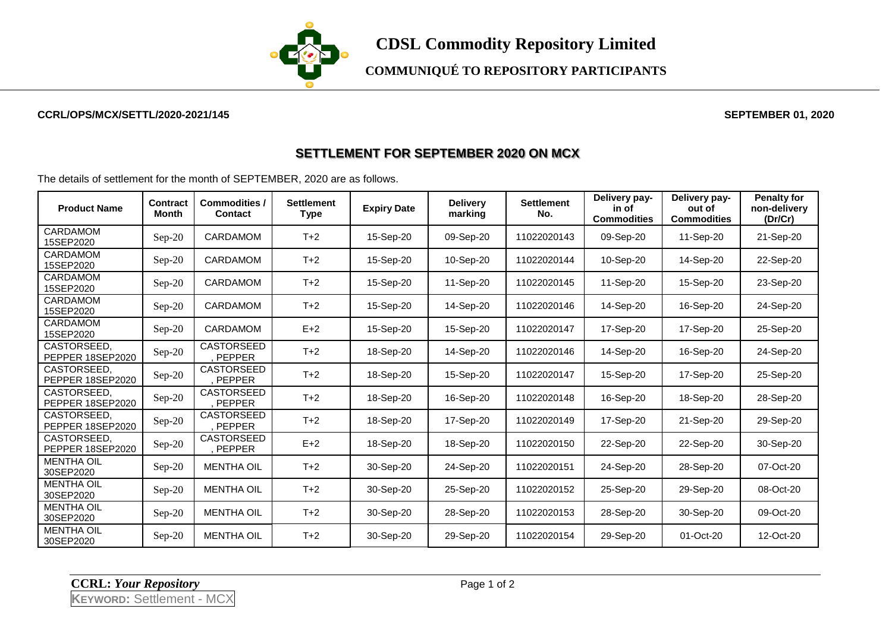# CDSL Commodity Repository Limited

## COMMUNIQUÉ TO REPOSITORY PARTICIPANTS

**CCRL/OPS/MCX/SETTL/2020-2021/145** **SEPTEMBER 01, 2020**

## SETTLEMENT FOR SEPTEMBER 2020 ON MCX

The details of settlement for the month of SEPTEMBER, 2020 are as follows.

| Product Name | Contract Month | Commodities / Contact | Settlement Type | Expiry Date | Delivery marking | Settlement No. | Delivery pay-in of Commodities | Delivery pay-out of Commodities | Penalty for non-delivery (Dr/Cr) |
|---|---|---|---|---|---|---|---|---|---|
| CARDAMOM 15SEP2020 | Sep-20 | CARDAMOM | T+2 | 15-Sep-20 | 09-Sep-20 | 11022020143 | 09-Sep-20 | 11-Sep-20 | 21-Sep-20 |
| CARDAMOM 15SEP2020 | Sep-20 | CARDAMOM | T+2 | 15-Sep-20 | 10-Sep-20 | 11022020144 | 10-Sep-20 | 14-Sep-20 | 22-Sep-20 |
| CARDAMOM 15SEP2020 | Sep-20 | CARDAMOM | T+2 | 15-Sep-20 | 11-Sep-20 | 11022020145 | 11-Sep-20 | 15-Sep-20 | 23-Sep-20 |
| CARDAMOM 15SEP2020 | Sep-20 | CARDAMOM | T+2 | 15-Sep-20 | 14-Sep-20 | 11022020146 | 14-Sep-20 | 16-Sep-20 | 24-Sep-20 |
| CARDAMOM 15SEP2020 | Sep-20 | CARDAMOM | E+2 | 15-Sep-20 | 15-Sep-20 | 11022020147 | 17-Sep-20 | 17-Sep-20 | 25-Sep-20 |
| CASTORSEED, PEPPER 18SEP2020 | Sep-20 | CASTORSEED, PEPPER | T+2 | 18-Sep-20 | 14-Sep-20 | 11022020146 | 14-Sep-20 | 16-Sep-20 | 24-Sep-20 |
| CASTORSEED, PEPPER 18SEP2020 | Sep-20 | CASTORSEED, PEPPER | T+2 | 18-Sep-20 | 15-Sep-20 | 11022020147 | 15-Sep-20 | 17-Sep-20 | 25-Sep-20 |
| CASTORSEED, PEPPER 18SEP2020 | Sep-20 | CASTORSEED, PEPPER | T+2 | 18-Sep-20 | 16-Sep-20 | 11022020148 | 16-Sep-20 | 18-Sep-20 | 28-Sep-20 |
| CASTORSEED, PEPPER 18SEP2020 | Sep-20 | CASTORSEED, PEPPER | T+2 | 18-Sep-20 | 17-Sep-20 | 11022020149 | 17-Sep-20 | 21-Sep-20 | 29-Sep-20 |
| CASTORSEED, PEPPER 18SEP2020 | Sep-20 | CASTORSEED, PEPPER | E+2 | 18-Sep-20 | 18-Sep-20 | 11022020150 | 22-Sep-20 | 22-Sep-20 | 30-Sep-20 |
| MENTHA OIL 30SEP2020 | Sep-20 | MENTHA OIL | T+2 | 30-Sep-20 | 24-Sep-20 | 11022020151 | 24-Sep-20 | 28-Sep-20 | 07-Oct-20 |
| MENTHA OIL 30SEP2020 | Sep-20 | MENTHA OIL | T+2 | 30-Sep-20 | 25-Sep-20 | 11022020152 | 25-Sep-20 | 29-Sep-20 | 08-Oct-20 |
| MENTHA OIL 30SEP2020 | Sep-20 | MENTHA OIL | T+2 | 30-Sep-20 | 28-Sep-20 | 11022020153 | 28-Sep-20 | 30-Sep-20 | 09-Oct-20 |
| MENTHA OIL 30SEP2020 | Sep-20 | MENTHA OIL | T+2 | 30-Sep-20 | 29-Sep-20 | 11022020154 | 29-Sep-20 | 01-Oct-20 | 12-Oct-20 |

**CCRL:** ***Your Repository***

**KEYWORD:** Settlement - MCX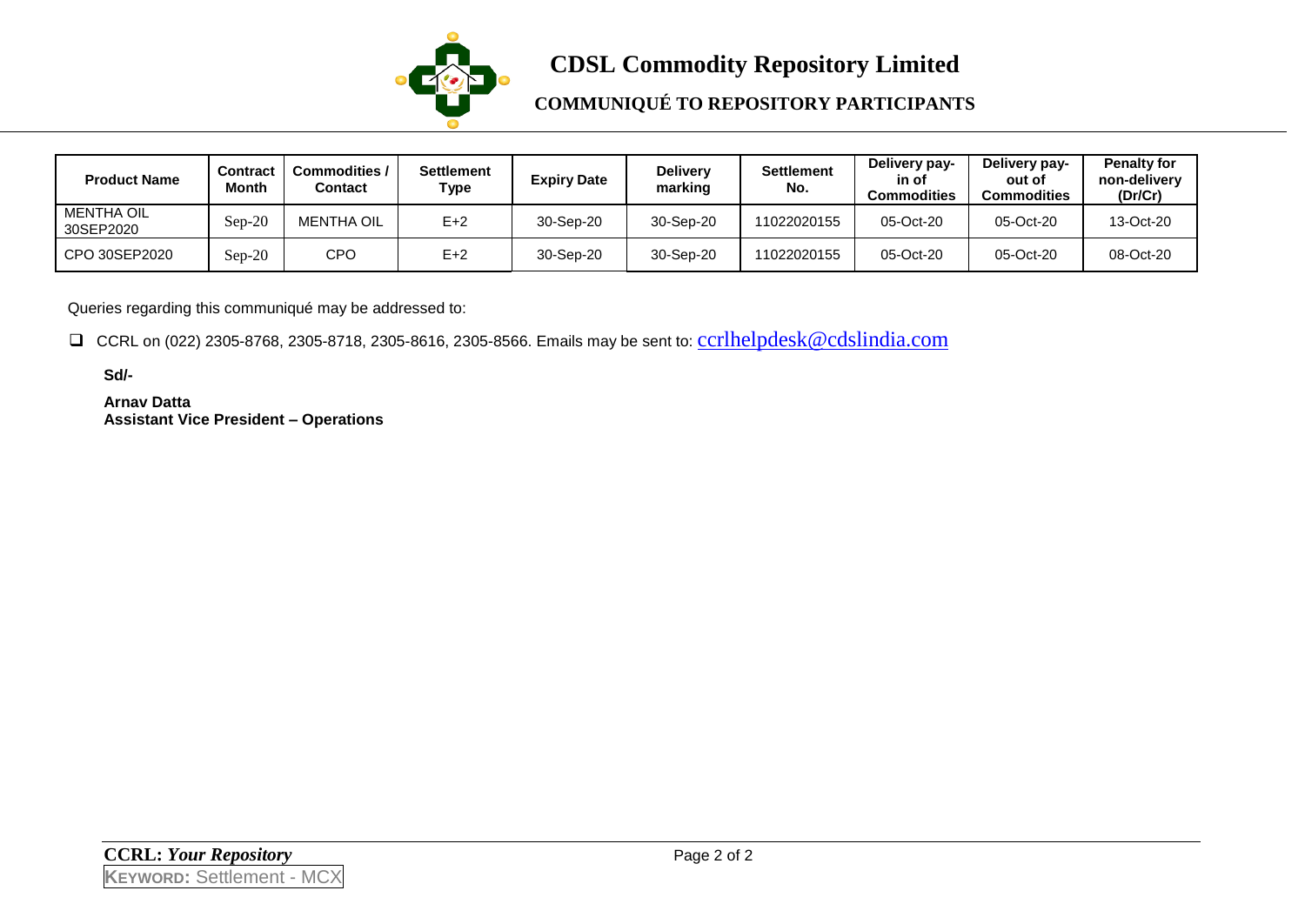# CDSL Commodity Repository Limited

## COMMUNIQUÉ TO REPOSITORY PARTICIPANTS

| Product Name | Contract Month | Commodities / Contact | Settlement Type | Expiry Date | Delivery marking | Settlement No. | Delivery pay-in of Commodities | Delivery pay-out of Commodities | Penalty for non-delivery (Dr/Cr) |
|---|---|---|---|---|---|---|---|---|---|
| MENTHA OIL 30SEP2020 | Sep-20 | MENTHA OIL | E+2 | 30-Sep-20 | 30-Sep-20 | 11022020155 | 05-Oct-20 | 05-Oct-20 | 13-Oct-20 |
| CPO 30SEP2020 | Sep-20 | CPO | E+2 | 30-Sep-20 | 30-Sep-20 | 11022020155 | 05-Oct-20 | 05-Oct-20 | 08-Oct-20 |

Queries regarding this communiqué may be addressed to:

- CCRL on (022) 2305-8768, 2305-8718, 2305-8616, 2305-8566. Emails may be sent to: ccrlhelpdesk@cdslindia.com

**Sd/-**

**Arnav Datta**
**Assistant Vice President – Operations**

**CCRL:** ***Your Repository***

**KEYWORD:** Settlement - MCX